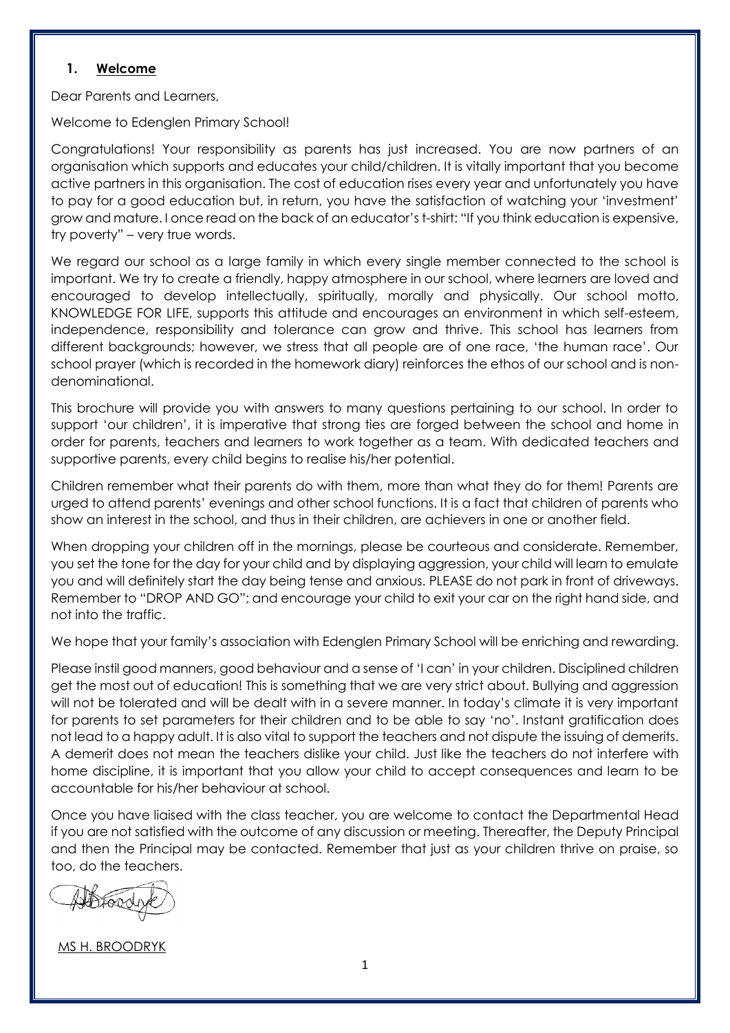## 1. Welcome

Dear Parents and Learners,

Welcome to Edenglen Primary School!

Congratulations! Your responsibility as parents has just increased. You are now partners of an organisation which supports and educates your child/children. It is vitally important that you become active partners in this organisation. The cost of education rises every year and unfortunately you have to pay for a good education but, in return, you have the satisfaction of watching your 'investment' grow and mature. I once read on the back of an educator's t-shirt: "If you think education is expensive, try poverty" – very true words.

We regard our school as a large family in which every single member connected to the school is important. We try to create a friendly, happy atmosphere in our school, where learners are loved and encouraged to develop intellectually, spiritually, morally and physically. Our school motto, KNOWLEDGE FOR LIFE, supports this attitude and encourages an environment in which self-esteem, independence, responsibility and tolerance can grow and thrive. This school has learners from different backgrounds; however, we stress that all people are of one race, 'the human race'. Our school prayer (which is recorded in the homework diary) reinforces the ethos of our school and is non-denominational.

This brochure will provide you with answers to many questions pertaining to our school. In order to support 'our children', it is imperative that strong ties are forged between the school and home in order for parents, teachers and learners to work together as a team. With dedicated teachers and supportive parents, every child begins to realise his/her potential.

Children remember what their parents do with them, more than what they do for them! Parents are urged to attend parents' evenings and other school functions. It is a fact that children of parents who show an interest in the school, and thus in their children, are achievers in one or another field.

When dropping your children off in the mornings, please be courteous and considerate. Remember, you set the tone for the day for your child and by displaying aggression, your child will learn to emulate you and will definitely start the day being tense and anxious. PLEASE do not park in front of driveways. Remember to "DROP AND GO"; and encourage your child to exit your car on the right hand side, and not into the traffic.

We hope that your family's association with Edenglen Primary School will be enriching and rewarding.

Please instil good manners, good behaviour and a sense of 'I can' in your children. Disciplined children get the most out of education! This is something that we are very strict about. Bullying and aggression will not be tolerated and will be dealt with in a severe manner. In today's climate it is very important for parents to set parameters for their children and to be able to say 'no'. Instant gratification does not lead to a happy adult. It is also vital to support the teachers and not dispute the issuing of demerits. A demerit does not mean the teachers dislike your child. Just like the teachers do not interfere with home discipline, it is important that you allow your child to accept consequences and learn to be accountable for his/her behaviour at school.

Once you have liaised with the class teacher, you are welcome to contact the Departmental Head if you are not satisfied with the outcome of any discussion or meeting. Thereafter, the Deputy Principal and then the Principal may be contacted. Remember that just as your children thrive on praise, so too, do the teachers.

MS H. BROODRYK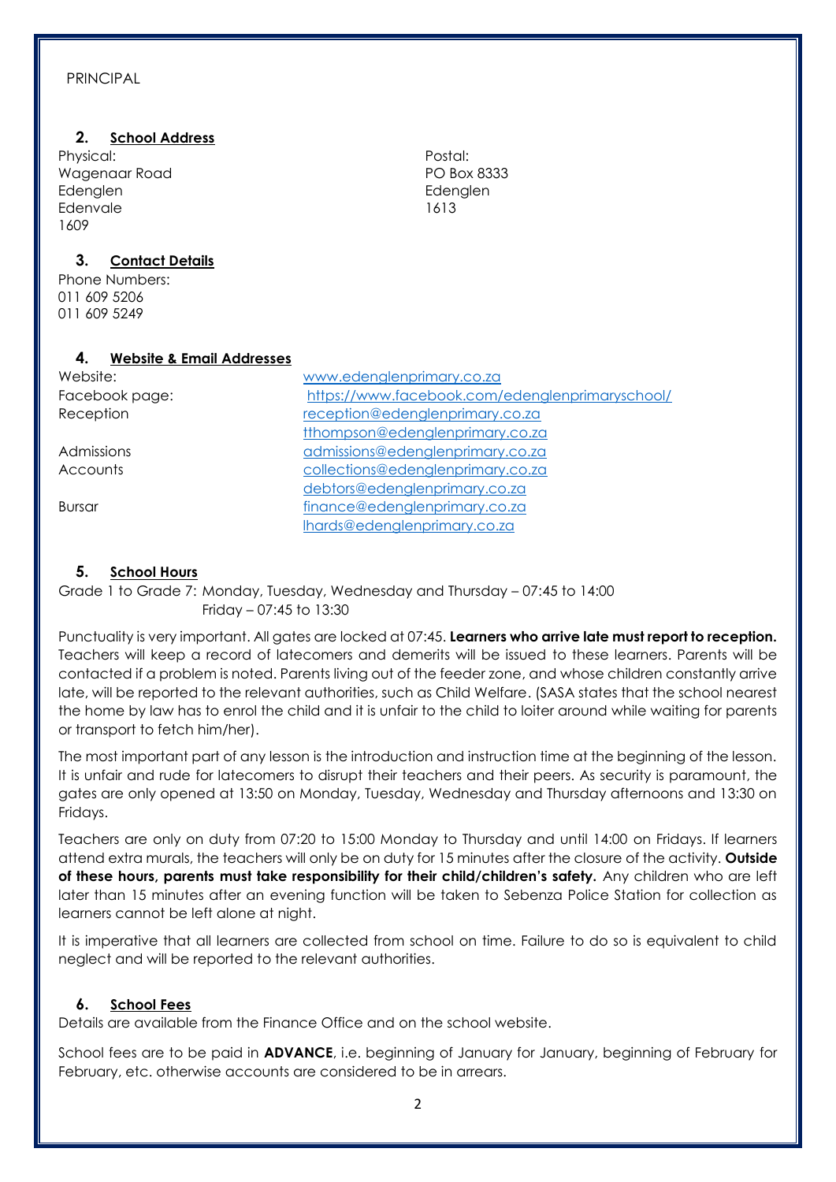PRINCIPAL

## 2. School Address

Physical:
Wagenaar Road
Edenglen
Edenvale
1609

Postal:
PO Box 8333
Edenglen
1613

## 3. Contact Details

Phone Numbers:
011 609 5206
011 609 5249

## 4. Website & Email Addresses

| | |
|---|---|
| Website: | www.edenglenprimary.co.za |
| Facebook page: | https://www.facebook.com/edenglenprimaryschool/ |
| Reception | reception@edenglenprimary.co.za |
| | tthompson@edenglenprimary.co.za |
| Admissions | admissions@edenglenprimary.co.za |
| Accounts | collections@edenglenprimary.co.za |
| | debtors@edenglenprimary.co.za |
| Bursar | finance@edenglenprimary.co.za |
| | lhards@edenglenprimary.co.za |

## 5. School Hours

Grade 1 to Grade 7: Monday, Tuesday, Wednesday and Thursday – 07:45 to 14:00
Friday – 07:45 to 13:30

Punctuality is very important. All gates are locked at 07:45. **Learners who arrive late must report to reception.** Teachers will keep a record of latecomers and demerits will be issued to these learners. Parents will be contacted if a problem is noted. Parents living out of the feeder zone, and whose children constantly arrive late, will be reported to the relevant authorities, such as Child Welfare. (SASA states that the school nearest the home by law has to enrol the child and it is unfair to the child to loiter around while waiting for parents or transport to fetch him/her).

The most important part of any lesson is the introduction and instruction time at the beginning of the lesson. It is unfair and rude for latecomers to disrupt their teachers and their peers. As security is paramount, the gates are only opened at 13:50 on Monday, Tuesday, Wednesday and Thursday afternoons and 13:30 on Fridays.

Teachers are only on duty from 07:20 to 15:00 Monday to Thursday and until 14:00 on Fridays. If learners attend extra murals, the teachers will only be on duty for 15 minutes after the closure of the activity. **Outside of these hours, parents must take responsibility for their child/children's safety.** Any children who are left later than 15 minutes after an evening function will be taken to Sebenza Police Station for collection as learners cannot be left alone at night.

It is imperative that all learners are collected from school on time. Failure to do so is equivalent to child neglect and will be reported to the relevant authorities.

## 6. School Fees

Details are available from the Finance Office and on the school website.

School fees are to be paid in **ADVANCE**, i.e. beginning of January for January, beginning of February for February, etc. otherwise accounts are considered to be in arrears.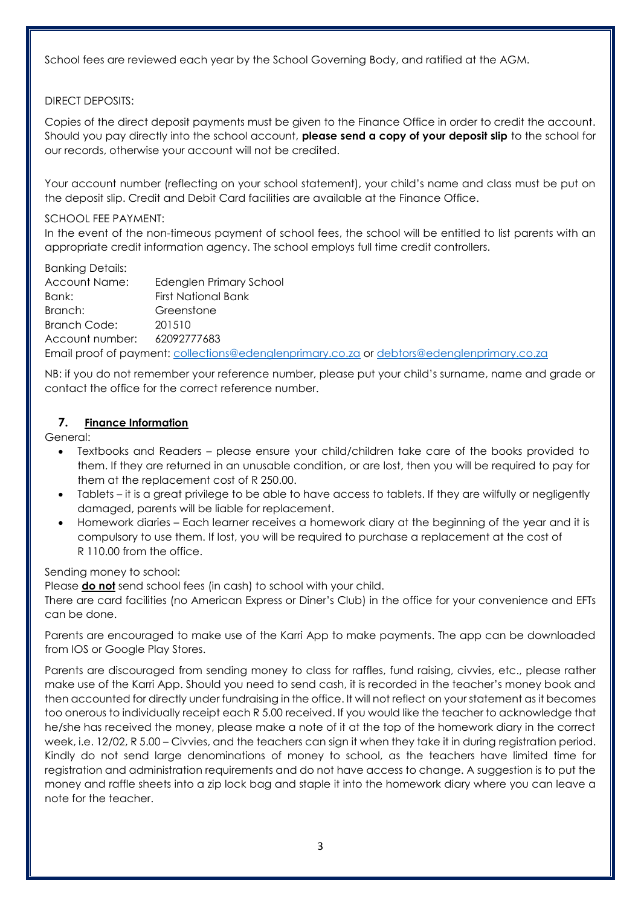School fees are reviewed each year by the School Governing Body, and ratified at the AGM.

DIRECT DEPOSITS:

Copies of the direct deposit payments must be given to the Finance Office in order to credit the account. Should you pay directly into the school account, **please send a copy of your deposit slip** to the school for our records, otherwise your account will not be credited.

Your account number (reflecting on your school statement), your child's name and class must be put on the deposit slip. Credit and Debit Card facilities are available at the Finance Office.

SCHOOL FEE PAYMENT:
In the event of the non-timeous payment of school fees, the school will be entitled to list parents with an appropriate credit information agency. The school employs full time credit controllers.

Banking Details:
Account Name: Edenglen Primary School
Bank: First National Bank
Branch: Greenstone
Branch Code: 201510
Account number: 62092777683
Email proof of payment: collections@edenglenprimary.co.za or debtors@edenglenprimary.co.za

NB: if you do not remember your reference number, please put your child's surname, name and grade or contact the office for the correct reference number.

## 7. <u>Finance Information</u>

General:

- Textbooks and Readers – please ensure your child/children take care of the books provided to them. If they are returned in an unusable condition, or are lost, then you will be required to pay for them at the replacement cost of R 250.00.
- Tablets – it is a great privilege to be able to have access to tablets. If they are wilfully or negligently damaged, parents will be liable for replacement.
- Homework diaries – Each learner receives a homework diary at the beginning of the year and it is compulsory to use them. If lost, you will be required to purchase a replacement at the cost of R 110.00 from the office.

Sending money to school:
Please **<u>do not</u>** send school fees (in cash) to school with your child.
There are card facilities (no American Express or Diner's Club) in the office for your convenience and EFTs can be done.

Parents are encouraged to make use of the Karri App to make payments. The app can be downloaded from IOS or Google Play Stores.

Parents are discouraged from sending money to class for raffles, fund raising, civvies, etc., please rather make use of the Karri App. Should you need to send cash, it is recorded in the teacher's money book and then accounted for directly under fundraising in the office. It will not reflect on your statement as it becomes too onerous to individually receipt each R 5.00 received. If you would like the teacher to acknowledge that he/she has received the money, please make a note of it at the top of the homework diary in the correct week, i.e. 12/02, R 5.00 – Civvies, and the teachers can sign it when they take it in during registration period. Kindly do not send large denominations of money to school, as the teachers have limited time for registration and administration requirements and do not have access to change. A suggestion is to put the money and raffle sheets into a zip lock bag and staple it into the homework diary where you can leave a note for the teacher.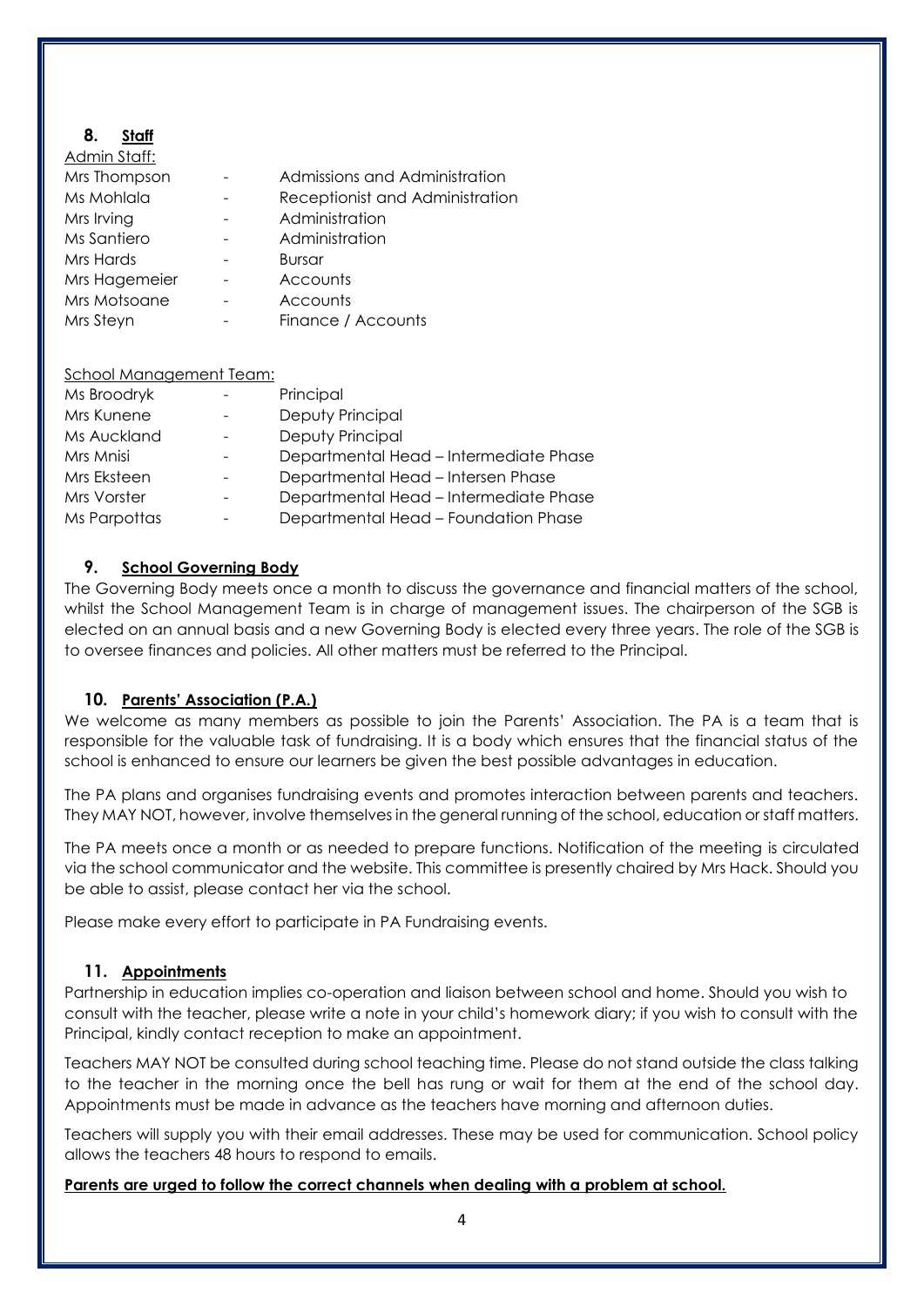## 8. **Staff**

Admin Staff:

| | | |
|---|---|---|
| Mrs Thompson | - | Admissions and Administration |
| Ms Mohlala | - | Receptionist and Administration |
| Mrs Irving | - | Administration |
| Ms Santiero | - | Administration |
| Mrs Hards | - | Bursar |
| Mrs Hagemeier | - | Accounts |
| Mrs Motsoane | - | Accounts |
| Mrs Steyn | - | Finance / Accounts |

School Management Team:

| | | |
|---|---|---|
| Ms Broodryk | - | Principal |
| Mrs Kunene | - | Deputy Principal |
| Ms Auckland | - | Deputy Principal |
| Mrs Mnisi | - | Departmental Head – Intermediate Phase |
| Mrs Eksteen | - | Departmental Head – Intersen Phase |
| Mrs Vorster | - | Departmental Head – Intermediate Phase |
| Ms Parpottas | - | Departmental Head – Foundation Phase |

## 9. **School Governing Body**

The Governing Body meets once a month to discuss the governance and financial matters of the school, whilst the School Management Team is in charge of management issues. The chairperson of the SGB is elected on an annual basis and a new Governing Body is elected every three years. The role of the SGB is to oversee finances and policies. All other matters must be referred to the Principal.

## 10. **Parents' Association (P.A.)**

We welcome as many members as possible to join the Parents' Association. The PA is a team that is responsible for the valuable task of fundraising. It is a body which ensures that the financial status of the school is enhanced to ensure our learners be given the best possible advantages in education.

The PA plans and organises fundraising events and promotes interaction between parents and teachers. They MAY NOT, however, involve themselves in the general running of the school, education or staff matters.

The PA meets once a month or as needed to prepare functions. Notification of the meeting is circulated via the school communicator and the website. This committee is presently chaired by Mrs Hack. Should you be able to assist, please contact her via the school.

Please make every effort to participate in PA Fundraising events.

## 11. **Appointments**

Partnership in education implies co-operation and liaison between school and home. Should you wish to consult with the teacher, please write a note in your child's homework diary; if you wish to consult with the Principal, kindly contact reception to make an appointment.

Teachers MAY NOT be consulted during school teaching time. Please do not stand outside the class talking to the teacher in the morning once the bell has rung or wait for them at the end of the school day. Appointments must be made in advance as the teachers have morning and afternoon duties.

Teachers will supply you with their email addresses. These may be used for communication. School policy allows the teachers 48 hours to respond to emails.

**Parents are urged to follow the correct channels when dealing with a problem at school.**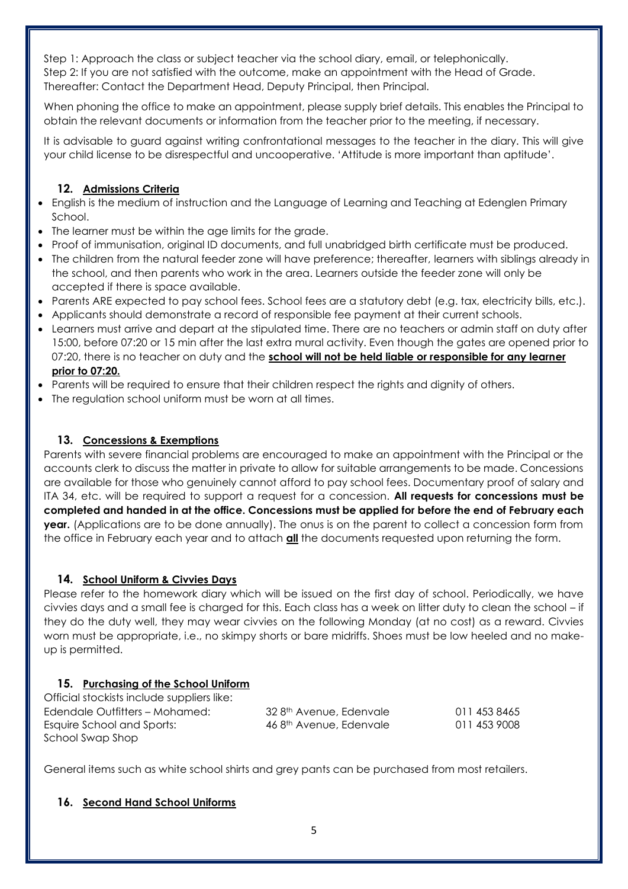Step 1: Approach the class or subject teacher via the school diary, email, or telephonically.
Step 2: If you are not satisfied with the outcome, make an appointment with the Head of Grade.
Thereafter: Contact the Department Head, Deputy Principal, then Principal.

When phoning the office to make an appointment, please supply brief details. This enables the Principal to obtain the relevant documents or information from the teacher prior to the meeting, if necessary.

It is advisable to guard against writing confrontational messages to the teacher in the diary. This will give your child license to be disrespectful and uncooperative. 'Attitude is more important than aptitude'.

## 12. Admissions Criteria

- English is the medium of instruction and the Language of Learning and Teaching at Edenglen Primary School.
- The learner must be within the age limits for the grade.
- Proof of immunisation, original ID documents, and full unabridged birth certificate must be produced.
- The children from the natural feeder zone will have preference; thereafter, learners with siblings already in the school, and then parents who work in the area. Learners outside the feeder zone will only be accepted if there is space available.
- Parents ARE expected to pay school fees. School fees are a statutory debt (e.g. tax, electricity bills, etc.).
- Applicants should demonstrate a record of responsible fee payment at their current schools.
- Learners must arrive and depart at the stipulated time. There are no teachers or admin staff on duty after 15:00, before 07:20 or 15 min after the last extra mural activity. Even though the gates are opened prior to 07:20, there is no teacher on duty and the **school will not be held liable or responsible for any learner prior to 07:20.**
- Parents will be required to ensure that their children respect the rights and dignity of others.
- The regulation school uniform must be worn at all times.

## 13. Concessions & Exemptions

Parents with severe financial problems are encouraged to make an appointment with the Principal or the accounts clerk to discuss the matter in private to allow for suitable arrangements to be made. Concessions are available for those who genuinely cannot afford to pay school fees. Documentary proof of salary and ITA 34, etc. will be required to support a request for a concession. **All requests for concessions must be completed and handed in at the office. Concessions must be applied for before the end of February each year.** (Applications are to be done annually). The onus is on the parent to collect a concession form from the office in February each year and to attach **all** the documents requested upon returning the form.

## 14. School Uniform & Civvies Days

Please refer to the homework diary which will be issued on the first day of school. Periodically, we have civvies days and a small fee is charged for this. Each class has a week on litter duty to clean the school – if they do the duty well, they may wear civvies on the following Monday (at no cost) as a reward. Civvies worn must be appropriate, i.e., no skimpy shorts or bare midriffs. Shoes must be low heeled and no make-up is permitted.

## 15. Purchasing of the School Uniform

Official stockists include suppliers like:

| | | |
|---|---|---|
| Edendale Outfitters – Mohamed: | 32 8th Avenue, Edenvale | 011 453 8465 |
| Esquire School and Sports: | 46 8th Avenue, Edenvale | 011 453 9008 |
| School Swap Shop | | |

General items such as white school shirts and grey pants can be purchased from most retailers.

## 16. Second Hand School Uniforms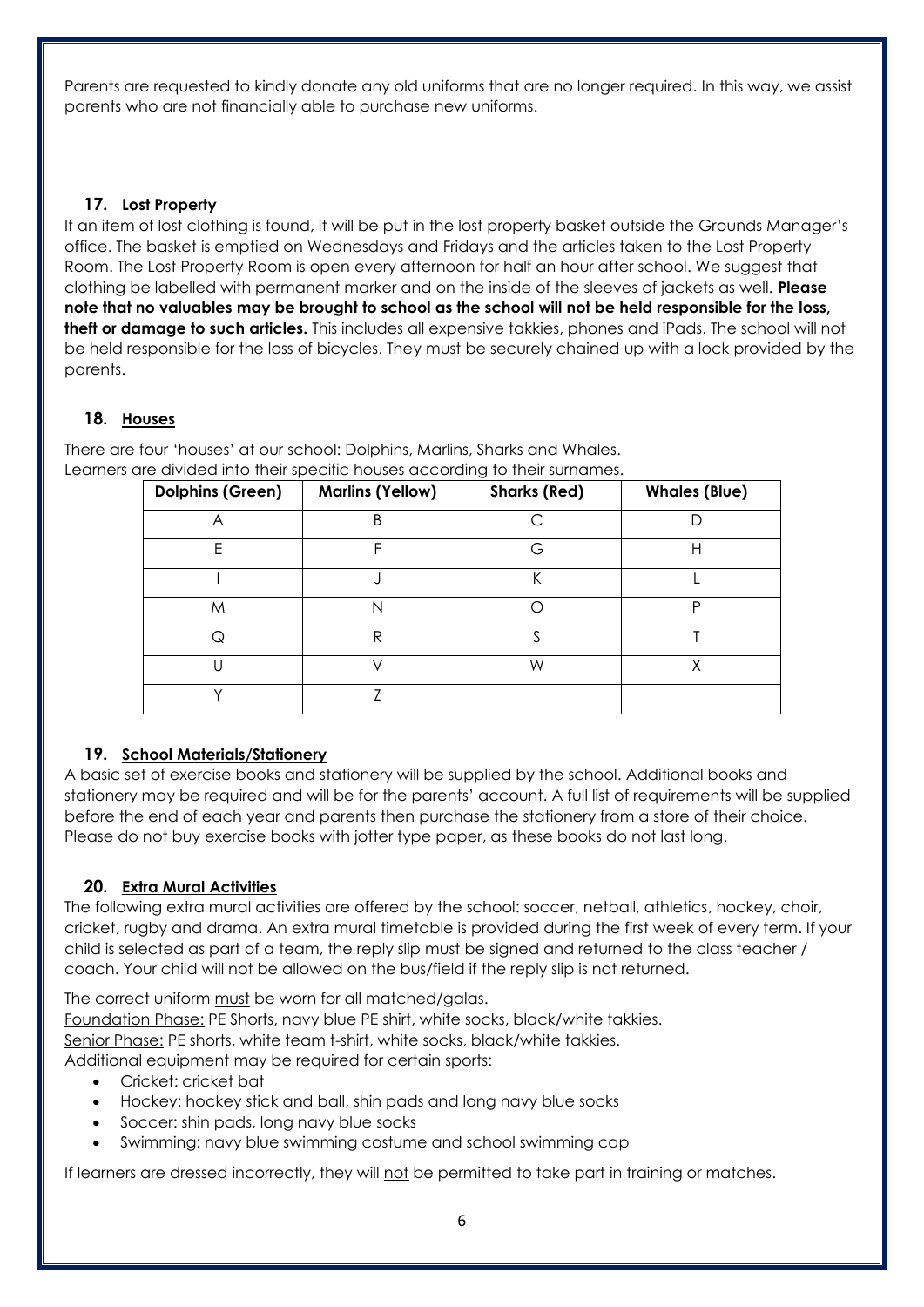Parents are requested to kindly donate any old uniforms that are no longer required. In this way, we assist parents who are not financially able to purchase new uniforms.

## 17. Lost Property

If an item of lost clothing is found, it will be put in the lost property basket outside the Grounds Manager's office. The basket is emptied on Wednesdays and Fridays and the articles taken to the Lost Property Room. The Lost Property Room is open every afternoon for half an hour after school. We suggest that clothing be labelled with permanent marker and on the inside of the sleeves of jackets as well. **Please note that no valuables may be brought to school as the school will not be held responsible for the loss, theft or damage to such articles.** This includes all expensive takkies, phones and iPads. The school will not be held responsible for the loss of bicycles. They must be securely chained up with a lock provided by the parents.

## 18. Houses

There are four 'houses' at our school: Dolphins, Marlins, Sharks and Whales.
Learners are divided into their specific houses according to their surnames.

| Dolphins (Green) | Marlins (Yellow) | Sharks (Red) | Whales (Blue) |
|---|---|---|---|
| A | B | C | D |
| E | F | G | H |
| I | J | K | L |
| M | N | O | P |
| Q | R | S | T |
| U | V | W | X |
| Y | Z | | |

## 19. School Materials/Stationery

A basic set of exercise books and stationery will be supplied by the school. Additional books and stationery may be required and will be for the parents' account. A full list of requirements will be supplied before the end of each year and parents then purchase the stationery from a store of their choice. Please do not buy exercise books with jotter type paper, as these books do not last long.

## 20. Extra Mural Activities

The following extra mural activities are offered by the school: soccer, netball, athletics, hockey, choir, cricket, rugby and drama. An extra mural timetable is provided during the first week of every term. If your child is selected as part of a team, the reply slip must be signed and returned to the class teacher / coach. Your child will not be allowed on the bus/field if the reply slip is not returned.

The correct uniform must be worn for all matched/galas.
Foundation Phase: PE Shorts, navy blue PE shirt, white socks, black/white takkies.
Senior Phase: PE shorts, white team t-shirt, white socks, black/white takkies.
Additional equipment may be required for certain sports:

- Cricket: cricket bat
- Hockey: hockey stick and ball, shin pads and long navy blue socks
- Soccer: shin pads, long navy blue socks
- Swimming: navy blue swimming costume and school swimming cap

If learners are dressed incorrectly, they will not be permitted to take part in training or matches.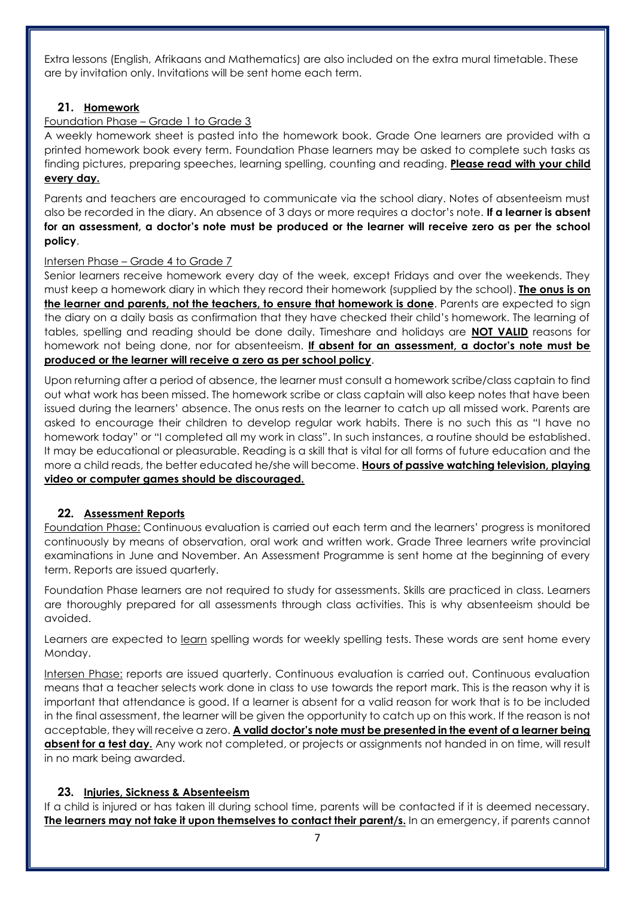Extra lessons (English, Afrikaans and Mathematics) are also included on the extra mural timetable. These are by invitation only. Invitations will be sent home each term.

## 21. Homework

Foundation Phase – Grade 1 to Grade 3

A weekly homework sheet is pasted into the homework book. Grade One learners are provided with a printed homework book every term. Foundation Phase learners may be asked to complete such tasks as finding pictures, preparing speeches, learning spelling, counting and reading. **Please read with your child every day.**

Parents and teachers are encouraged to communicate via the school diary. Notes of absenteeism must also be recorded in the diary. An absence of 3 days or more requires a doctor's note. **If a learner is absent for an assessment, a doctor's note must be produced or the learner will receive zero as per the school policy**.

Intersen Phase – Grade 4 to Grade 7

Senior learners receive homework every day of the week, except Fridays and over the weekends. They must keep a homework diary in which they record their homework (supplied by the school). **The onus is on the learner and parents, not the teachers, to ensure that homework is done**. Parents are expected to sign the diary on a daily basis as confirmation that they have checked their child's homework. The learning of tables, spelling and reading should be done daily. Timeshare and holidays are **NOT VALID** reasons for homework not being done, nor for absenteeism. **If absent for an assessment, a doctor's note must be produced or the learner will receive a zero as per school policy**.

Upon returning after a period of absence, the learner must consult a homework scribe/class captain to find out what work has been missed. The homework scribe or class captain will also keep notes that have been issued during the learners' absence. The onus rests on the learner to catch up all missed work. Parents are asked to encourage their children to develop regular work habits. There is no such this as "I have no homework today" or "I completed all my work in class". In such instances, a routine should be established. It may be educational or pleasurable. Reading is a skill that is vital for all forms of future education and the more a child reads, the better educated he/she will become. **Hours of passive watching television, playing video or computer games should be discouraged.**

## 22. Assessment Reports

Foundation Phase: Continuous evaluation is carried out each term and the learners' progress is monitored continuously by means of observation, oral work and written work. Grade Three learners write provincial examinations in June and November. An Assessment Programme is sent home at the beginning of every term. Reports are issued quarterly.

Foundation Phase learners are not required to study for assessments. Skills are practiced in class. Learners are thoroughly prepared for all assessments through class activities. This is why absenteeism should be avoided.

Learners are expected to learn spelling words for weekly spelling tests. These words are sent home every Monday.

Intersen Phase: reports are issued quarterly. Continuous evaluation is carried out. Continuous evaluation means that a teacher selects work done in class to use towards the report mark. This is the reason why it is important that attendance is good. If a learner is absent for a valid reason for work that is to be included in the final assessment, the learner will be given the opportunity to catch up on this work. If the reason is not acceptable, they will receive a zero. **A valid doctor's note must be presented in the event of a learner being absent for a test day.** Any work not completed, or projects or assignments not handed in on time, will result in no mark being awarded.

## 23. Injuries, Sickness & Absenteeism

If a child is injured or has taken ill during school time, parents will be contacted if it is deemed necessary. **The learners may not take it upon themselves to contact their parent/s.** In an emergency, if parents cannot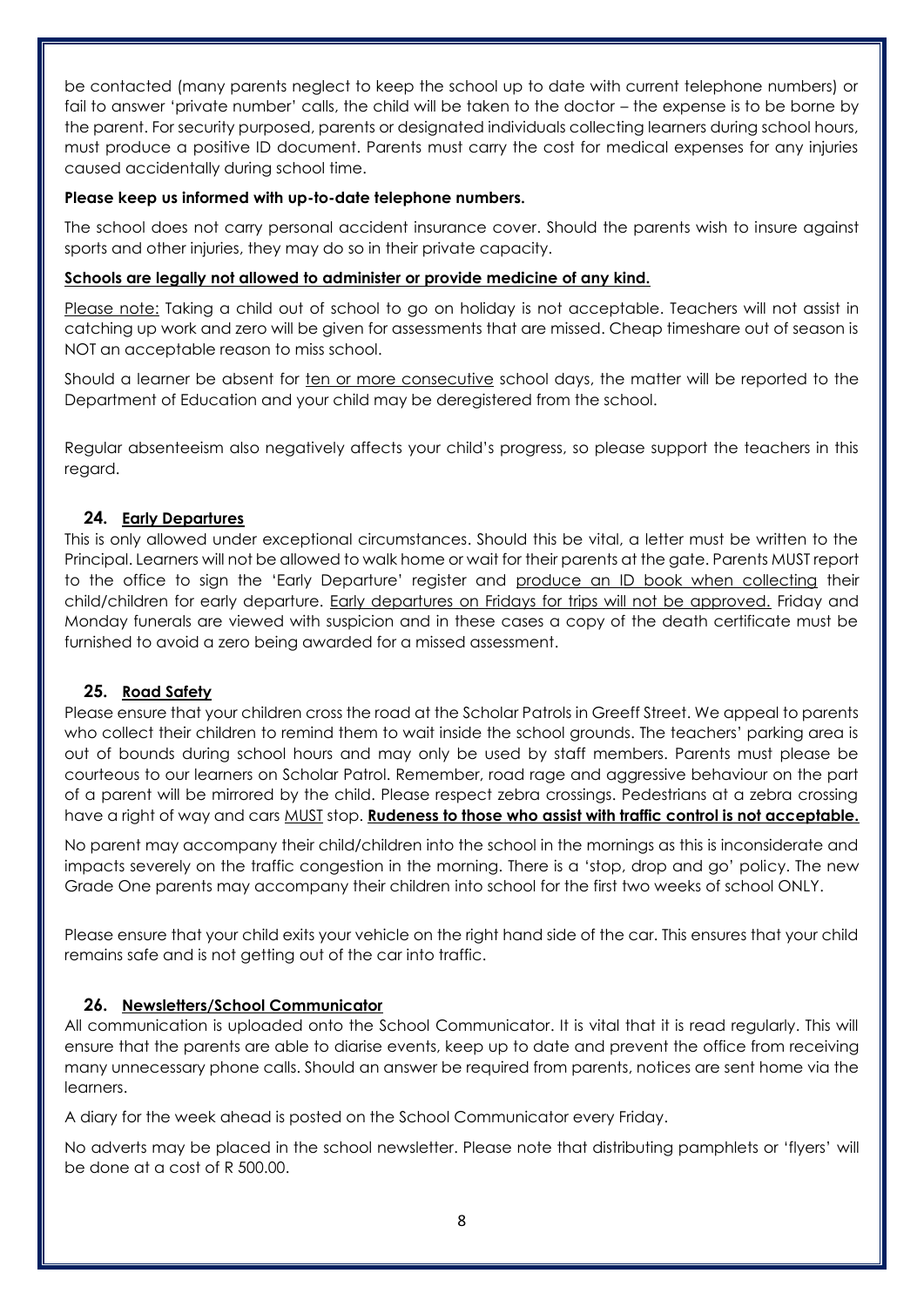be contacted (many parents neglect to keep the school up to date with current telephone numbers) or fail to answer 'private number' calls, the child will be taken to the doctor – the expense is to be borne by the parent. For security purposed, parents or designated individuals collecting learners during school hours, must produce a positive ID document. Parents must carry the cost for medical expenses for any injuries caused accidentally during school time.

**Please keep us informed with up-to-date telephone numbers.**

The school does not carry personal accident insurance cover. Should the parents wish to insure against sports and other injuries, they may do so in their private capacity.

**Schools are legally not allowed to administer or provide medicine of any kind.**

Please note: Taking a child out of school to go on holiday is not acceptable. Teachers will not assist in catching up work and zero will be given for assessments that are missed. Cheap timeshare out of season is NOT an acceptable reason to miss school.

Should a learner be absent for ten or more consecutive school days, the matter will be reported to the Department of Education and your child may be deregistered from the school.

Regular absenteeism also negatively affects your child's progress, so please support the teachers in this regard.

## 24. Early Departures

This is only allowed under exceptional circumstances. Should this be vital, a letter must be written to the Principal. Learners will not be allowed to walk home or wait for their parents at the gate. Parents MUST report to the office to sign the 'Early Departure' register and produce an ID book when collecting their child/children for early departure. Early departures on Fridays for trips will not be approved. Friday and Monday funerals are viewed with suspicion and in these cases a copy of the death certificate must be furnished to avoid a zero being awarded for a missed assessment.

## 25. Road Safety

Please ensure that your children cross the road at the Scholar Patrols in Greeff Street. We appeal to parents who collect their children to remind them to wait inside the school grounds. The teachers' parking area is out of bounds during school hours and may only be used by staff members. Parents must please be courteous to our learners on Scholar Patrol. Remember, road rage and aggressive behaviour on the part of a parent will be mirrored by the child. Please respect zebra crossings. Pedestrians at a zebra crossing have a right of way and cars MUST stop. **Rudeness to those who assist with traffic control is not acceptable.**

No parent may accompany their child/children into the school in the mornings as this is inconsiderate and impacts severely on the traffic congestion in the morning. There is a 'stop, drop and go' policy. The new Grade One parents may accompany their children into school for the first two weeks of school ONLY.

Please ensure that your child exits your vehicle on the right hand side of the car. This ensures that your child remains safe and is not getting out of the car into traffic.

## 26. Newsletters/School Communicator

All communication is uploaded onto the School Communicator. It is vital that it is read regularly. This will ensure that the parents are able to diarise events, keep up to date and prevent the office from receiving many unnecessary phone calls. Should an answer be required from parents, notices are sent home via the learners.

A diary for the week ahead is posted on the School Communicator every Friday.

No adverts may be placed in the school newsletter. Please note that distributing pamphlets or 'flyers' will be done at a cost of R 500.00.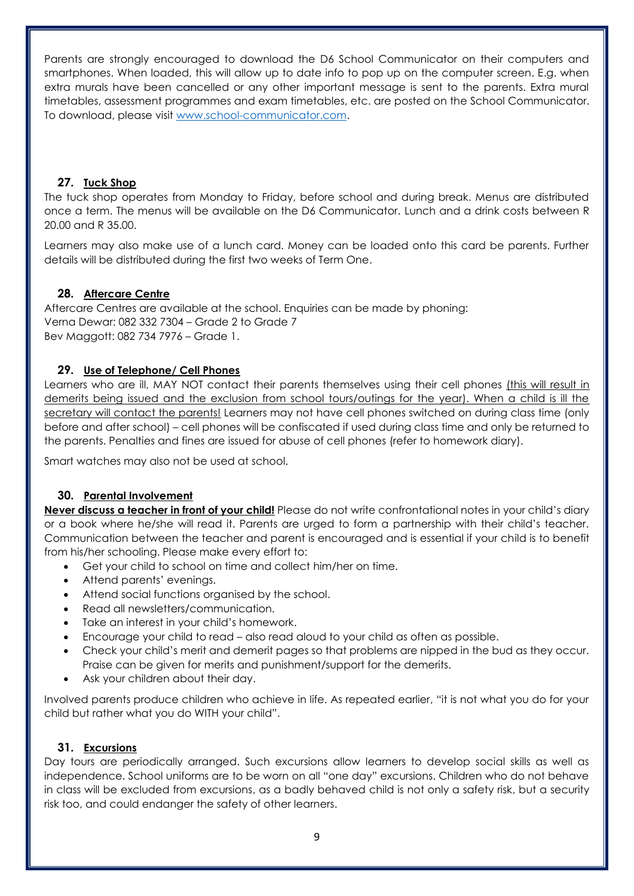Parents are strongly encouraged to download the D6 School Communicator on their computers and smartphones. When loaded, this will allow up to date info to pop up on the computer screen. E.g. when extra murals have been cancelled or any other important message is sent to the parents. Extra mural timetables, assessment programmes and exam timetables, etc. are posted on the School Communicator. To download, please visit [www.school-communicator.com](http://www.school-communicator.com).

## 27. Tuck Shop

The tuck shop operates from Monday to Friday, before school and during break. Menus are distributed once a term. The menus will be available on the D6 Communicator. Lunch and a drink costs between R 20.00 and R 35.00.

Learners may also make use of a lunch card. Money can be loaded onto this card be parents. Further details will be distributed during the first two weeks of Term One.

## 28. Aftercare Centre

Aftercare Centres are available at the school. Enquiries can be made by phoning:
Verna Dewar: 082 332 7304 – Grade 2 to Grade 7
Bev Maggott: 082 734 7976 – Grade 1.

## 29. Use of Telephone/ Cell Phones

Learners who are ill, MAY NOT contact their parents themselves using their cell phones (this will result in demerits being issued and the exclusion from school tours/outings for the year). When a child is ill the secretary will contact the parents! Learners may not have cell phones switched on during class time (only before and after school) – cell phones will be confiscated if used during class time and only be returned to the parents. Penalties and fines are issued for abuse of cell phones (refer to homework diary).

Smart watches may also not be used at school.

## 30. Parental Involvement

**Never discuss a teacher in front of your child!** Please do not write confrontational notes in your child's diary or a book where he/she will read it. Parents are urged to form a partnership with their child's teacher. Communication between the teacher and parent is encouraged and is essential if your child is to benefit from his/her schooling. Please make every effort to:

- Get your child to school on time and collect him/her on time.
- Attend parents' evenings.
- Attend social functions organised by the school.
- Read all newsletters/communication.
- Take an interest in your child's homework.
- Encourage your child to read – also read aloud to your child as often as possible.
- Check your child's merit and demerit pages so that problems are nipped in the bud as they occur. Praise can be given for merits and punishment/support for the demerits.
- Ask your children about their day.

Involved parents produce children who achieve in life. As repeated earlier, "it is not what you do for your child but rather what you do WITH your child".

## 31. Excursions

Day tours are periodically arranged. Such excursions allow learners to develop social skills as well as independence. School uniforms are to be worn on all "one day" excursions. Children who do not behave in class will be excluded from excursions, as a badly behaved child is not only a safety risk, but a security risk too, and could endanger the safety of other learners.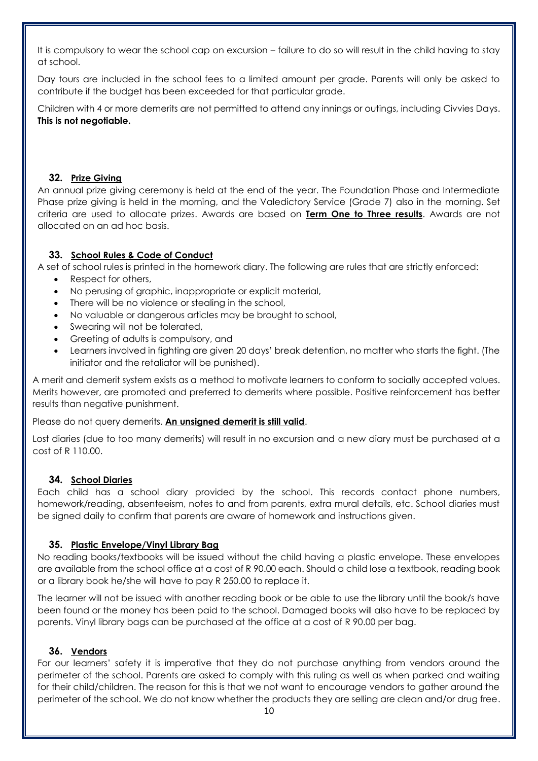It is compulsory to wear the school cap on excursion – failure to do so will result in the child having to stay at school.

Day tours are included in the school fees to a limited amount per grade. Parents will only be asked to contribute if the budget has been exceeded for that particular grade.

Children with 4 or more demerits are not permitted to attend any innings or outings, including Civvies Days. **This is not negotiable.**

## 32. Prize Giving

An annual prize giving ceremony is held at the end of the year. The Foundation Phase and Intermediate Phase prize giving is held in the morning, and the Valedictory Service (Grade 7) also in the morning. Set criteria are used to allocate prizes. Awards are based on **Term One to Three results**. Awards are not allocated on an ad hoc basis.

## 33. School Rules & Code of Conduct

A set of school rules is printed in the homework diary. The following are rules that are strictly enforced:

- Respect for others,
- No perusing of graphic, inappropriate or explicit material,
- There will be no violence or stealing in the school,
- No valuable or dangerous articles may be brought to school,
- Swearing will not be tolerated,
- Greeting of adults is compulsory, and
- Learners involved in fighting are given 20 days' break detention, no matter who starts the fight. (The initiator and the retaliator will be punished).

A merit and demerit system exists as a method to motivate learners to conform to socially accepted values. Merits however, are promoted and preferred to demerits where possible. Positive reinforcement has better results than negative punishment.

Please do not query demerits. **An unsigned demerit is still valid**.

Lost diaries (due to too many demerits) will result in no excursion and a new diary must be purchased at a cost of R 110.00.

## 34. School Diaries

Each child has a school diary provided by the school. This records contact phone numbers, homework/reading, absenteeism, notes to and from parents, extra mural details, etc. School diaries must be signed daily to confirm that parents are aware of homework and instructions given.

## 35. Plastic Envelope/Vinyl Library Bag

No reading books/textbooks will be issued without the child having a plastic envelope. These envelopes are available from the school office at a cost of R 90.00 each. Should a child lose a textbook, reading book or a library book he/she will have to pay R 250.00 to replace it.

The learner will not be issued with another reading book or be able to use the library until the book/s have been found or the money has been paid to the school. Damaged books will also have to be replaced by parents. Vinyl library bags can be purchased at the office at a cost of R 90.00 per bag.

## 36. Vendors

For our learners' safety it is imperative that they do not purchase anything from vendors around the perimeter of the school. Parents are asked to comply with this ruling as well as when parked and waiting for their child/children. The reason for this is that we not want to encourage vendors to gather around the perimeter of the school. We do not know whether the products they are selling are clean and/or drug free.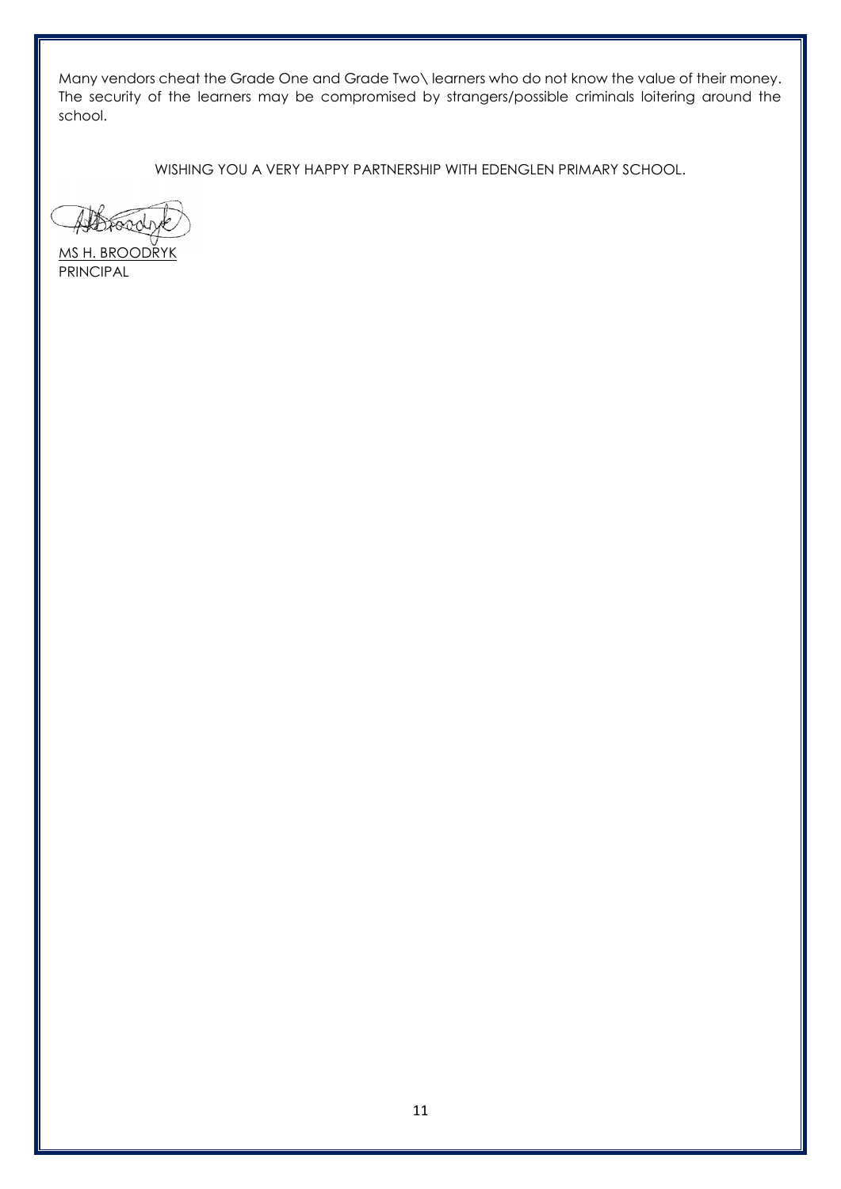Many vendors cheat the Grade One and Grade Two\ learners who do not know the value of their money. The security of the learners may be compromised by strangers/possible criminals loitering around the school.

WISHING YOU A VERY HAPPY PARTNERSHIP WITH EDENGLEN PRIMARY SCHOOL.

MS H. BROODRYK
PRINCIPAL